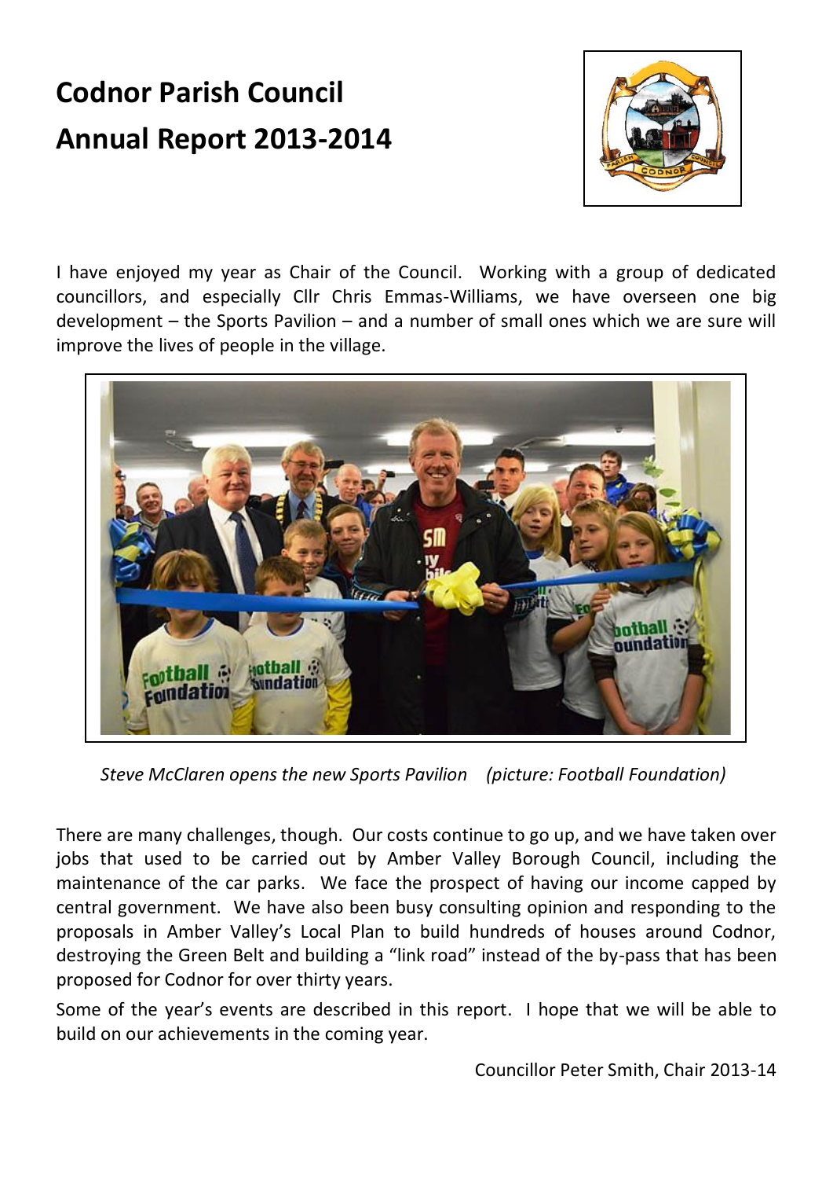# Codnor Parish Council
# Annual Report 2013-2014

I have enjoyed my year as Chair of the Council. Working with a group of dedicated councillors, and especially Cllr Chris Emmas-Williams, we have overseen one big development – the Sports Pavilion – and a number of small ones which we are sure will improve the lives of people in the village.

*Steve McClaren opens the new Sports Pavilion (picture: Football Foundation)*

There are many challenges, though. Our costs continue to go up, and we have taken over jobs that used to be carried out by Amber Valley Borough Council, including the maintenance of the car parks. We face the prospect of having our income capped by central government. We have also been busy consulting opinion and responding to the proposals in Amber Valley's Local Plan to build hundreds of houses around Codnor, destroying the Green Belt and building a "link road" instead of the by-pass that has been proposed for Codnor for over thirty years.

Some of the year's events are described in this report. I hope that we will be able to build on our achievements in the coming year.

Councillor Peter Smith, Chair 2013-14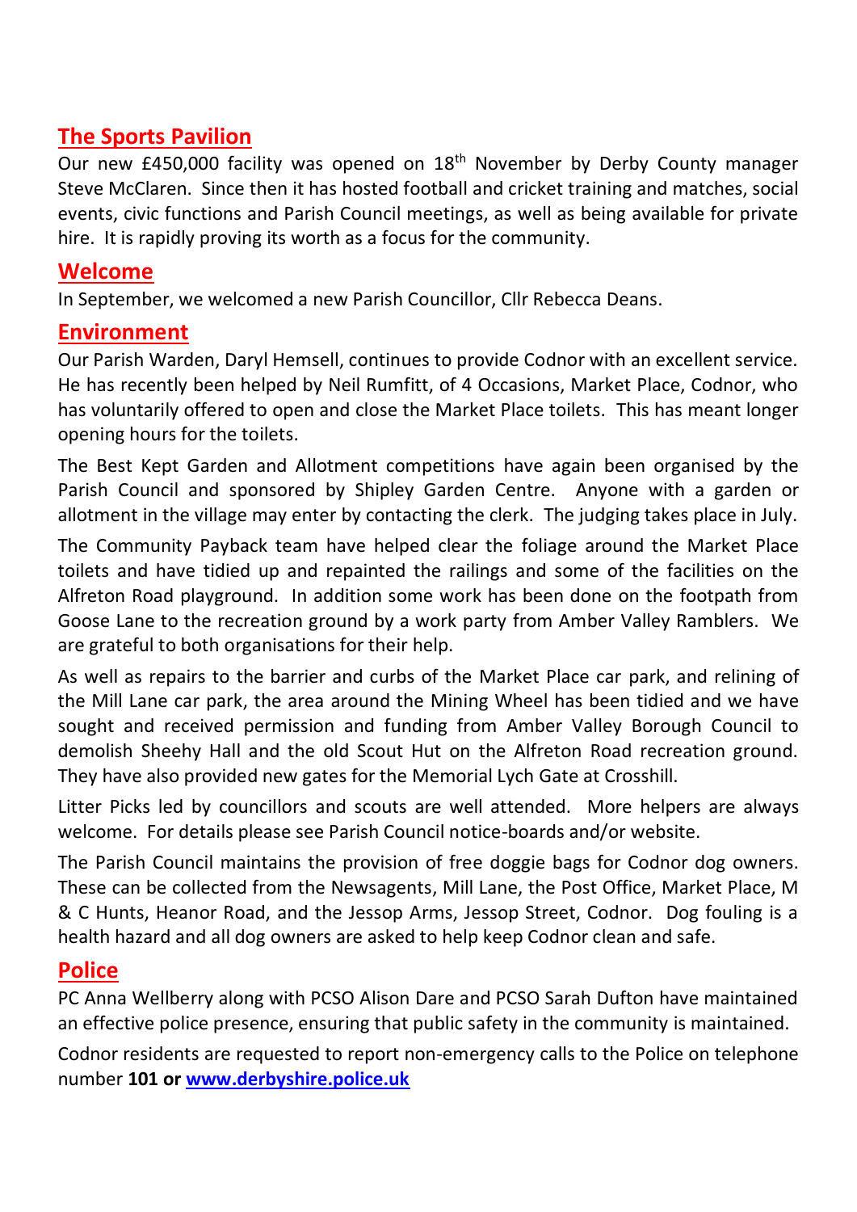## The Sports Pavilion

Our new £450,000 facility was opened on 18th November by Derby County manager Steve McClaren. Since then it has hosted football and cricket training and matches, social events, civic functions and Parish Council meetings, as well as being available for private hire. It is rapidly proving its worth as a focus for the community.

## Welcome

In September, we welcomed a new Parish Councillor, Cllr Rebecca Deans.

## Environment

Our Parish Warden, Daryl Hemsell, continues to provide Codnor with an excellent service. He has recently been helped by Neil Rumfitt, of 4 Occasions, Market Place, Codnor, who has voluntarily offered to open and close the Market Place toilets. This has meant longer opening hours for the toilets.

The Best Kept Garden and Allotment competitions have again been organised by the Parish Council and sponsored by Shipley Garden Centre. Anyone with a garden or allotment in the village may enter by contacting the clerk. The judging takes place in July.

The Community Payback team have helped clear the foliage around the Market Place toilets and have tidied up and repainted the railings and some of the facilities on the Alfreton Road playground. In addition some work has been done on the footpath from Goose Lane to the recreation ground by a work party from Amber Valley Ramblers. We are grateful to both organisations for their help.

As well as repairs to the barrier and curbs of the Market Place car park, and relining of the Mill Lane car park, the area around the Mining Wheel has been tidied and we have sought and received permission and funding from Amber Valley Borough Council to demolish Sheehy Hall and the old Scout Hut on the Alfreton Road recreation ground. They have also provided new gates for the Memorial Lych Gate at Crosshill.

Litter Picks led by councillors and scouts are well attended. More helpers are always welcome. For details please see Parish Council notice-boards and/or website.

The Parish Council maintains the provision of free doggie bags for Codnor dog owners. These can be collected from the Newsagents, Mill Lane, the Post Office, Market Place, M & C Hunts, Heanor Road, and the Jessop Arms, Jessop Street, Codnor. Dog fouling is a health hazard and all dog owners are asked to help keep Codnor clean and safe.

## Police

PC Anna Wellberry along with PCSO Alison Dare and PCSO Sarah Dufton have maintained an effective police presence, ensuring that public safety in the community is maintained.

Codnor residents are requested to report non-emergency calls to the Police on telephone number **101 or [www.derbyshire.police.uk](http://www.derbyshire.police.uk)**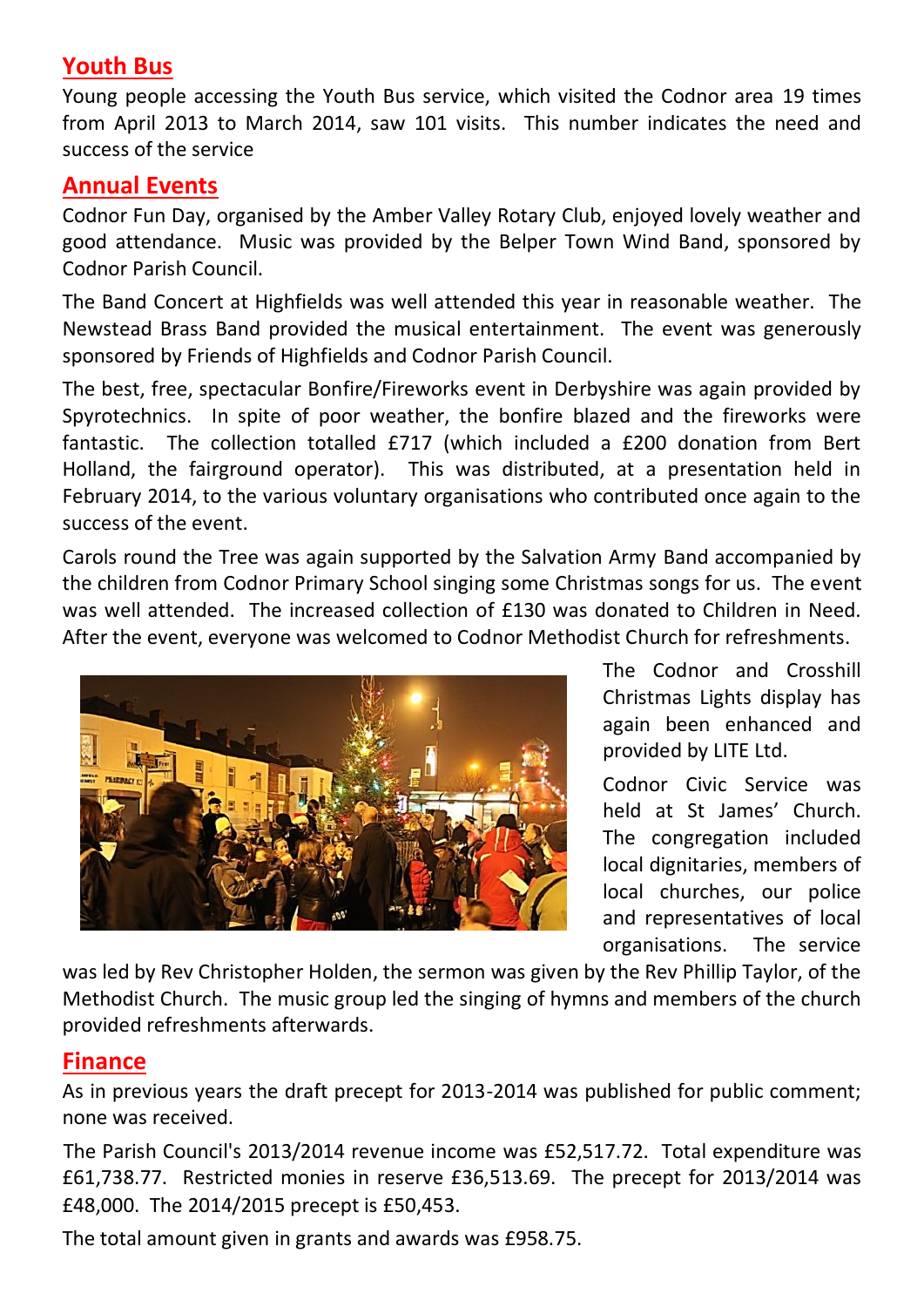## Youth Bus

Young people accessing the Youth Bus service, which visited the Codnor area 19 times from April 2013 to March 2014, saw 101 visits. This number indicates the need and success of the service

## Annual Events

Codnor Fun Day, organised by the Amber Valley Rotary Club, enjoyed lovely weather and good attendance. Music was provided by the Belper Town Wind Band, sponsored by Codnor Parish Council.

The Band Concert at Highfields was well attended this year in reasonable weather. The Newstead Brass Band provided the musical entertainment. The event was generously sponsored by Friends of Highfields and Codnor Parish Council.

The best, free, spectacular Bonfire/Fireworks event in Derbyshire was again provided by Spyrotechnics. In spite of poor weather, the bonfire blazed and the fireworks were fantastic. The collection totalled £717 (which included a £200 donation from Bert Holland, the fairground operator). This was distributed, at a presentation held in February 2014, to the various voluntary organisations who contributed once again to the success of the event.

Carols round the Tree was again supported by the Salvation Army Band accompanied by the children from Codnor Primary School singing some Christmas songs for us. The event was well attended. The increased collection of £130 was donated to Children in Need. After the event, everyone was welcomed to Codnor Methodist Church for refreshments.

The Codnor and Crosshill Christmas Lights display has again been enhanced and provided by LITE Ltd.

Codnor Civic Service was held at St James' Church. The congregation included local dignitaries, members of local churches, our police and representatives of local organisations. The service was led by Rev Christopher Holden, the sermon was given by the Rev Phillip Taylor, of the Methodist Church. The music group led the singing of hymns and members of the church provided refreshments afterwards.

## Finance

As in previous years the draft precept for 2013-2014 was published for public comment; none was received.

The Parish Council's 2013/2014 revenue income was £52,517.72. Total expenditure was £61,738.77. Restricted monies in reserve £36,513.69. The precept for 2013/2014 was £48,000. The 2014/2015 precept is £50,453.

The total amount given in grants and awards was £958.75.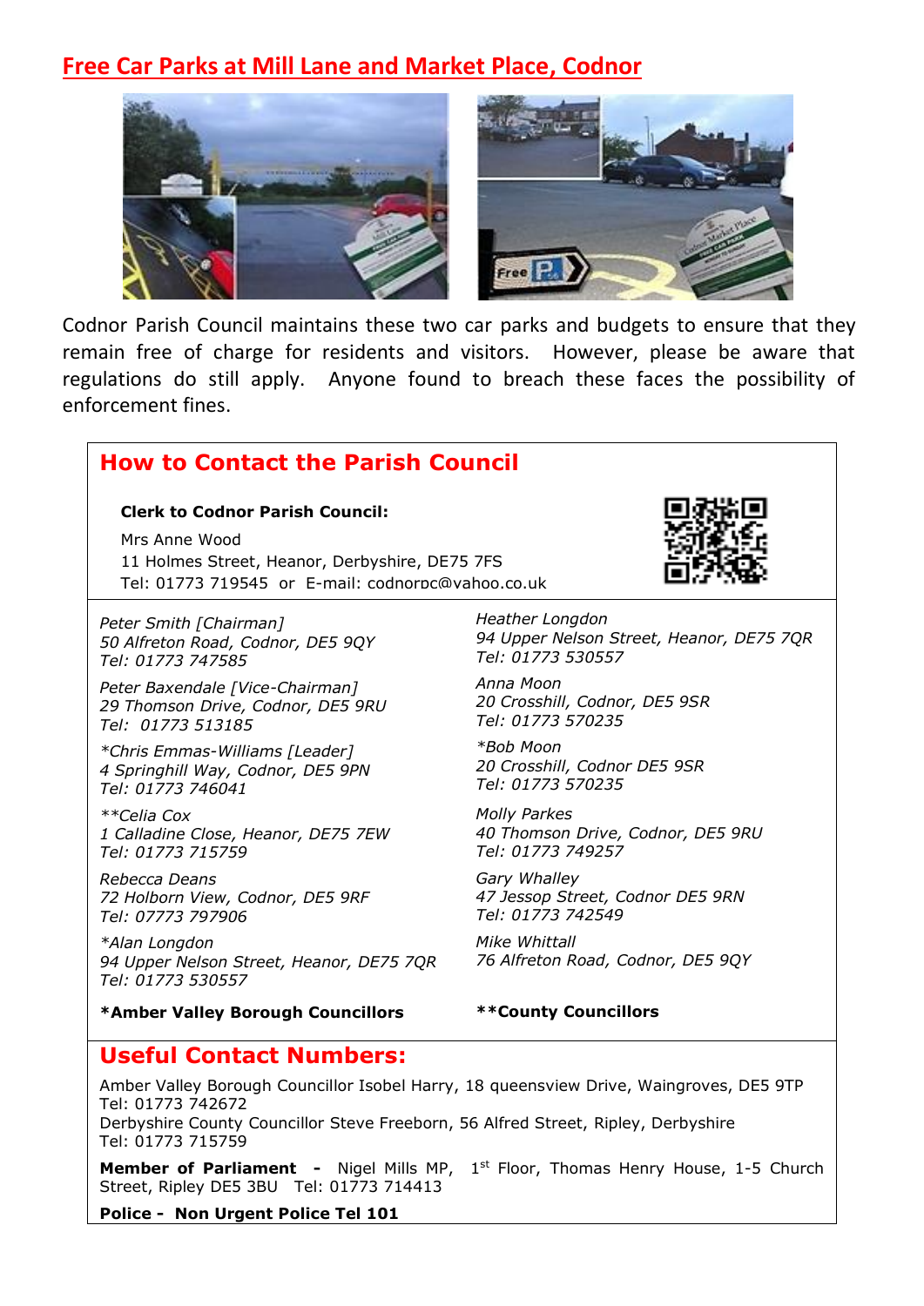# Free Car Parks at Mill Lane and Market Place, Codnor

Codnor Parish Council maintains these two car parks and budgets to ensure that they remain free of charge for residents and visitors. However, please be aware that regulations do still apply. Anyone found to breach these faces the possibility of enforcement fines.

## How to Contact the Parish Council

**Clerk to Codnor Parish Council:**

Mrs Anne Wood
11 Holmes Street, Heanor, Derbyshire, DE75 7FS
Tel: 01773 719545 or E-mail: codnorpc@yahoo.co.uk

*Peter Smith [Chairman]*
*50 Alfreton Road, Codnor, DE5 9QY*
*Tel: 01773 747585*

*Peter Baxendale [Vice-Chairman]*
*29 Thomson Drive, Codnor, DE5 9RU*
*Tel: 01773 513185*

*\*Chris Emmas-Williams [Leader]*
*4 Springhill Way, Codnor, DE5 9PN*
*Tel: 01773 746041*

*\*\*Celia Cox*
*1 Calladine Close, Heanor, DE75 7EW*
*Tel: 01773 715759*

*Rebecca Deans*
*72 Holborn View, Codnor, DE5 9RF*
*Tel: 07773 797906*

*\*Alan Longdon*
*94 Upper Nelson Street, Heanor, DE75 7QR*
*Tel: 01773 530557*

*Heather Longdon*
*94 Upper Nelson Street, Heanor, DE75 7QR*
*Tel: 01773 530557*

*Anna Moon*
*20 Crosshill, Codnor, DE5 9SR*
*Tel: 01773 570235*

*\*Bob Moon*
*20 Crosshill, Codnor DE5 9SR*
*Tel: 01773 570235*

*Molly Parkes*
*40 Thomson Drive, Codnor, DE5 9RU*
*Tel: 01773 749257*

*Gary Whalley*
*47 Jessop Street, Codnor DE5 9RN*
*Tel: 01773 742549*

*Mike Whittall*
*76 Alfreton Road, Codnor, DE5 9QY*

**\*Amber Valley Borough Councillors**

**\*\*County Councillors**

## Useful Contact Numbers:

Amber Valley Borough Councillor Isobel Harry, 18 queensview Drive, Waingroves, DE5 9TP
Tel: 01773 742672
Derbyshire County Councillor Steve Freeborn, 56 Alfred Street, Ripley, Derbyshire
Tel: 01773 715759

**Member of Parliament -** Nigel Mills MP, 1st Floor, Thomas Henry House, 1-5 Church Street, Ripley DE5 3BU Tel: 01773 714413

**Police - Non Urgent Police Tel 101**